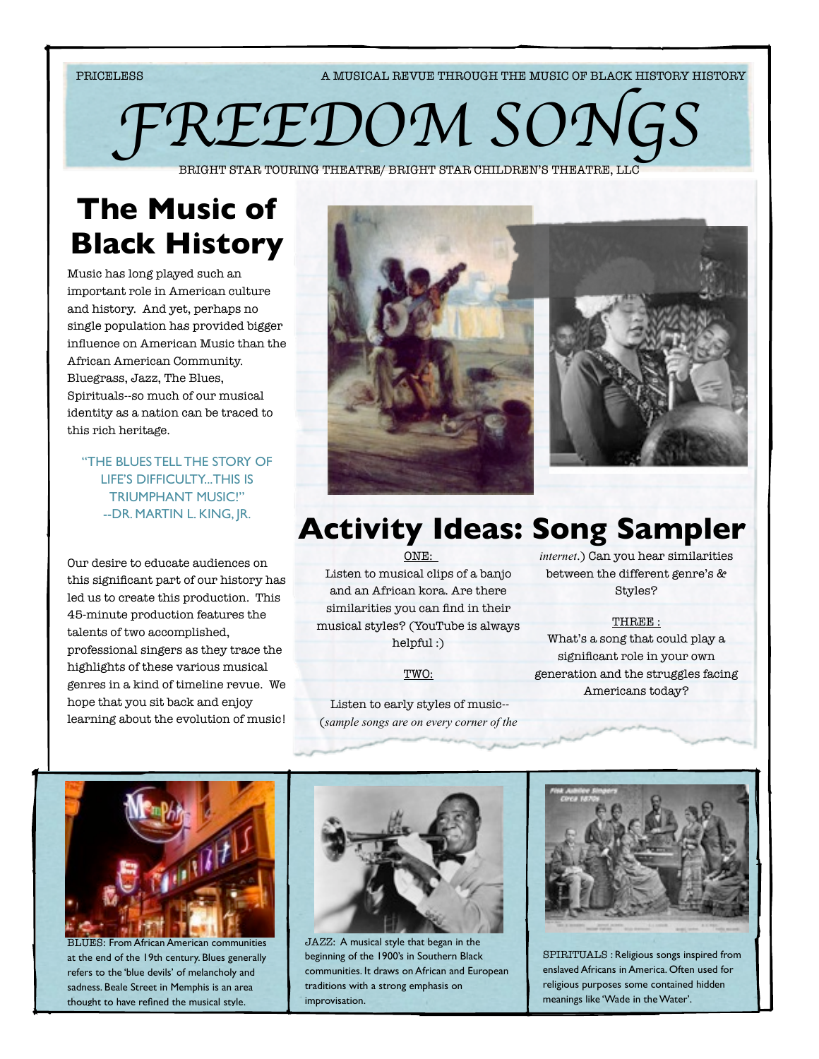PRICELESS

A MUSICAL REVUE THROUGH THE MUSIC OF BLACK HISTORY HISTORY

# FREEDOM SONGS

BRIGHT STAR TOURING THEATRE/ BRIGHT STAR CHILDREN'S THEATRE, LLC

## The Music of Black History

Music has long played such an important role in American culture and history. And yet, perhaps no single population has provided bigger influence on American Music than the African American Community. Bluegrass, Jazz, The Blues, Spirituals--so much of our musical identity as a nation can be traced to this rich heritage.

"THE BLUES TELL THE STORY OF LIFE'S DIFFICULTY...THIS IS TRIUMPHANT MUSIC!" --DR. MARTIN L. KING, JR.

Our desire to educate audiences on this significant part of our history has led us to create this production. This 45-minute production features the talents of two accomplished, professional singers as they trace the highlights of these various musical genres in a kind of timeline revue. We hope that you sit back and enjoy learning about the evolution of music!

## Activity Ideas: Song Sampler

ONE:

Listen to musical clips of a banjo and an African kora. Are there similarities you can find in their musical styles? (YouTube is always helpful :)

TWO:

Listen to early styles of music-- (*sample songs are on every corner of the internet*.) Can you hear similarities between the different genre's & Styles?

THREE :

What's a song that could play a significant role in your own generation and the struggles facing Americans today?

BLUES: From African American communities at the end of the 19th century. Blues generally refers to the 'blue devils' of melancholy and sadness. Beale Street in Memphis is an area thought to have refined the musical style.

JAZZ: A musical style that began in the beginning of the 1900's in Southern Black communities. It draws on African and European traditions with a strong emphasis on improvisation.

SPIRITUALS : Religious songs inspired from enslaved Africans in America. Often used for religious purposes some contained hidden meanings like 'Wade in the Water'.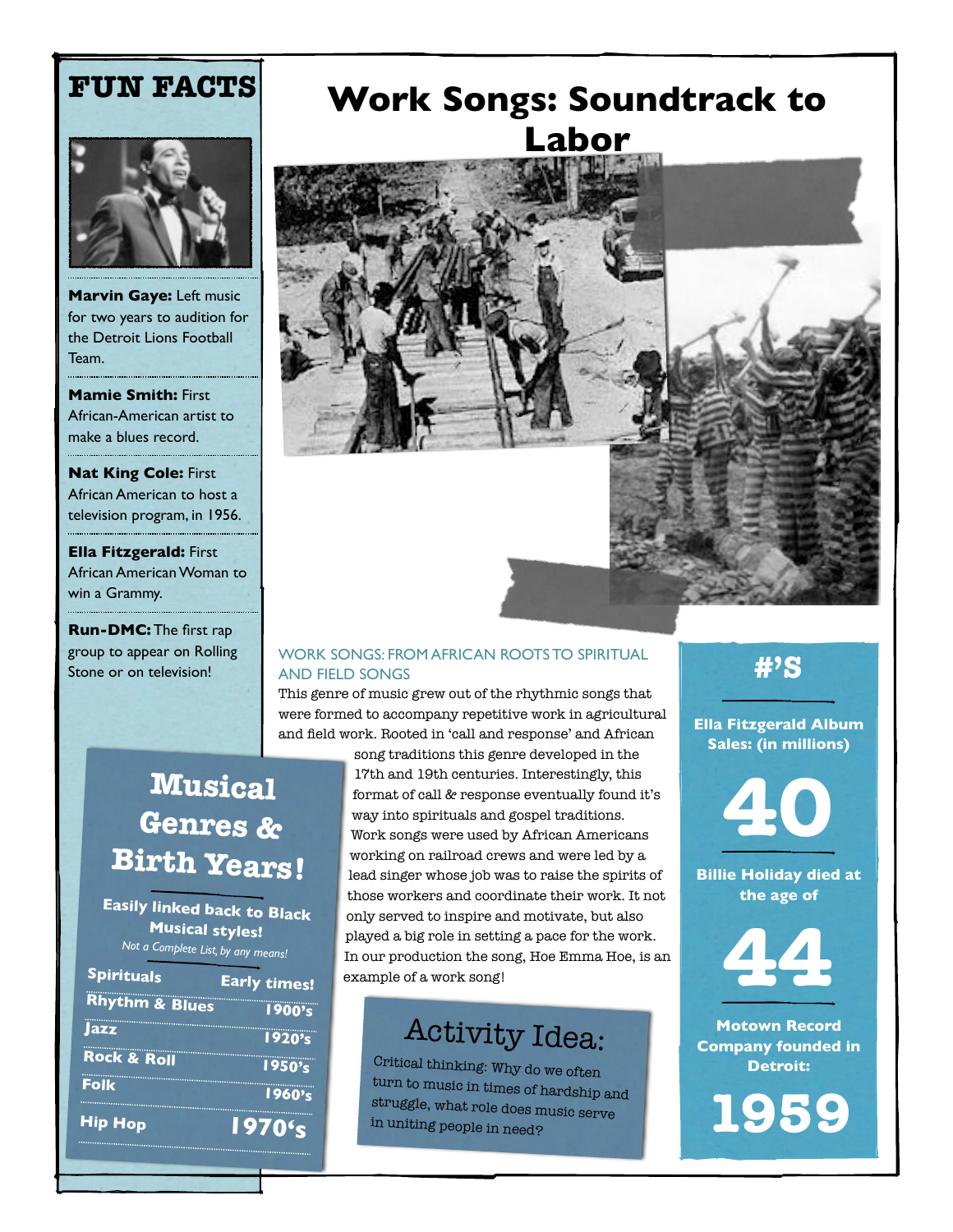# Work Songs: Soundtrack to Labor

## FUN FACTS

**Marvin Gaye:** Left music for two years to audition for the Detroit Lions Football Team.

**Mamie Smith:** First African-American artist to make a blues record.

**Nat King Cole:** First African American to host a television program, in 1956.

**Ella Fitzgerald:** First African American Woman to win a Grammy.

**Run-DMC:** The first rap group to appear on Rolling Stone or on television!

### WORK SONGS: FROM AFRICAN ROOTS TO SPIRITUAL AND FIELD SONGS

This genre of music grew out of the rhythmic songs that were formed to accompany repetitive work in agricultural and field work. Rooted in 'call and response' and African song traditions this genre developed in the 17th and 19th centuries. Interestingly, this format of call & response eventually found it's way into spirituals and gospel traditions. Work songs were used by African Americans working on railroad crews and were led by a lead singer whose job was to raise the spirits of those workers and coordinate their work. It not only served to inspire and motivate, but also played a big role in setting a pace for the work. In our production the song, Hoe Emma Hoe, is an example of a work song!

## Musical Genres & Birth Years!

**Easily linked back to Black Musical styles!**

*Not a Complete List, by any means!*

| Genre | Birth Years |
|---|---|
| Spirituals | Early times! |
| Rhythm & Blues | 1900's |
| Jazz | 1920's |
| Rock & Roll | 1950's |
| Folk | 1960's |
| Hip Hop | 1970's |

## Activity Idea:

Critical thinking: Why do we often turn to music in times of hardship and struggle, what role does music serve in uniting people in need?

## #'S

**Ella Fitzgerald Album Sales: (in millions)**

**40**

**Billie Holiday died at the age of**

**44**

**Motown Record Company founded in Detroit:**

**1959**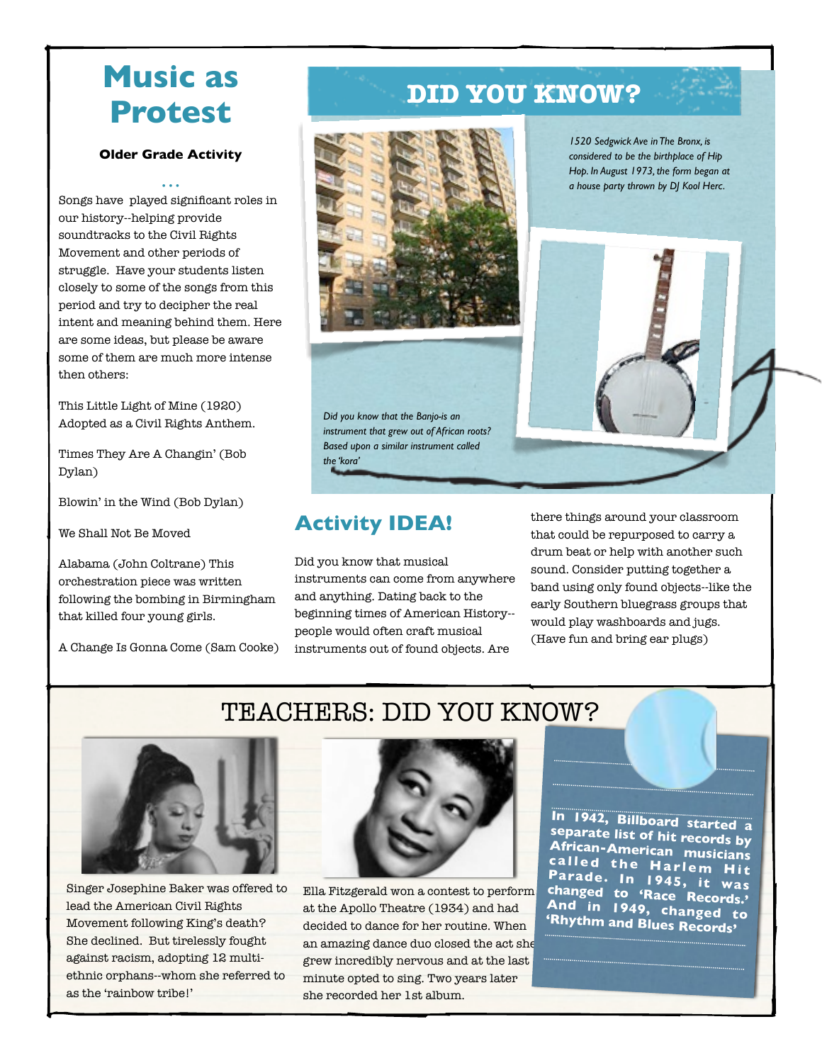# Music as Protest

**Older Grade Activity**

...

Songs have played significant roles in our history--helping provide soundtracks to the Civil Rights Movement and other periods of struggle. Have your students listen closely to some of the songs from this period and try to decipher the real intent and meaning behind them. Here are some ideas, but please be aware some of them are much more intense then others:

This Little Light of Mine (1920) Adopted as a Civil Rights Anthem.

Times They Are A Changin' (Bob Dylan)

Blowin' in the Wind (Bob Dylan)

We Shall Not Be Moved

Alabama (John Coltrane) This orchestration piece was written following the bombing in Birmingham that killed four young girls.

A Change Is Gonna Come (Sam Cooke)

# DID YOU KNOW?

*1520 Sedgwick Ave in The Bronx, is considered to be the birthplace of Hip Hop. In August 1973, the form began at a house party thrown by DJ Kool Herc.*

*Did you know that the Banjo-is an instrument that grew out of African roots? Based upon a similar instrument called the 'kora'*

## Activity IDEA!

Did you know that musical instruments can come from anywhere and anything. Dating back to the beginning times of American History--people would often craft musical instruments out of found objects. Are there things around your classroom that could be repurposed to carry a drum beat or help with another such sound. Consider putting together a band using only found objects--like the early Southern bluegrass groups that would play washboards and jugs. (Have fun and bring ear plugs)

# TEACHERS: DID YOU KNOW?

Singer Josephine Baker was offered to lead the American Civil Rights Movement following King's death? She declined. But tirelessly fought against racism, adopting 12 multi-ethnic orphans--whom she referred to as the 'rainbow tribe!'

Ella Fitzgerald won a contest to perform at the Apollo Theatre (1934) and had decided to dance for her routine. When an amazing dance duo closed the act she grew incredibly nervous and at the last minute opted to sing. Two years later she recorded her 1st album.

**In 1942, Billboard started a separate list of hit records by African-American musicians called the Harlem Hit Parade. In 1945, it was changed to 'Race Records.' And in 1949, changed to 'Rhythm and Blues Records'**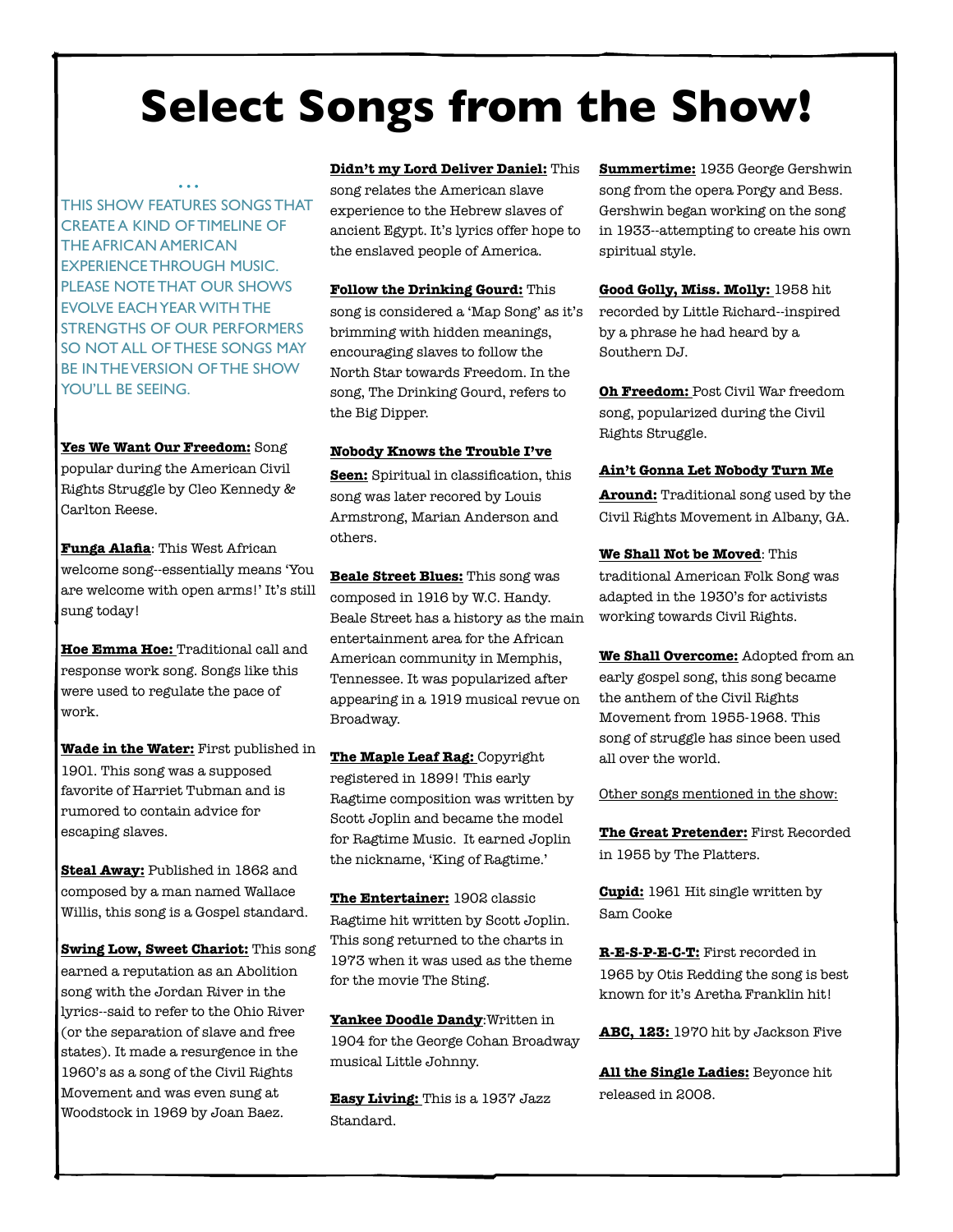# Select Songs from the Show!

...

THIS SHOW FEATURES SONGS THAT CREATE A KIND OF TIMELINE OF THE AFRICAN AMERICAN EXPERIENCE THROUGH MUSIC. PLEASE NOTE THAT OUR SHOWS EVOLVE EACH YEAR WITH THE STRENGTHS OF OUR PERFORMERS SO NOT ALL OF THESE SONGS MAY BE IN THE VERSION OF THE SHOW YOU'LL BE SEEING.

**Yes We Want Our Freedom:** Song popular during the American Civil Rights Struggle by Cleo Kennedy & Carlton Reese.

**Funga Alafia**: This West African welcome song--essentially means 'You are welcome with open arms!' It's still sung today!

**Hoe Emma Hoe:** Traditional call and response work song. Songs like this were used to regulate the pace of work.

**Wade in the Water:** First published in 1901. This song was a supposed favorite of Harriet Tubman and is rumored to contain advice for escaping slaves.

**Steal Away:** Published in 1862 and composed by a man named Wallace Willis, this song is a Gospel standard.

**Swing Low, Sweet Chariot:** This song earned a reputation as an Abolition song with the Jordan River in the lyrics--said to refer to the Ohio River (or the separation of slave and free states). It made a resurgence in the 1960's as a song of the Civil Rights Movement and was even sung at Woodstock in 1969 by Joan Baez.

**Didn't my Lord Deliver Daniel:** This song relates the American slave experience to the Hebrew slaves of ancient Egypt. It's lyrics offer hope to the enslaved people of America.

**Follow the Drinking Gourd:** This song is considered a 'Map Song' as it's brimming with hidden meanings, encouraging slaves to follow the North Star towards Freedom. In the song, The Drinking Gourd, refers to the Big Dipper.

**Nobody Knows the Trouble I've Seen:** Spiritual in classification, this song was later recored by Louis Armstrong, Marian Anderson and others.

**Beale Street Blues:** This song was composed in 1916 by W.C. Handy. Beale Street has a history as the main entertainment area for the African American community in Memphis, Tennessee. It was popularized after appearing in a 1919 musical revue on Broadway.

**The Maple Leaf Rag:** Copyright registered in 1899! This early Ragtime composition was written by Scott Joplin and became the model for Ragtime Music. It earned Joplin the nickname, 'King of Ragtime.'

**The Entertainer:** 1902 classic Ragtime hit written by Scott Joplin. This song returned to the charts in 1973 when it was used as the theme for the movie The Sting.

**Yankee Doodle Dandy**:Written in 1904 for the George Cohan Broadway musical Little Johnny.

**Easy Living:** This is a 1937 Jazz Standard.

**Summertime:** 1935 George Gershwin song from the opera Porgy and Bess. Gershwin began working on the song in 1933--attempting to create his own spiritual style.

**Good Golly, Miss. Molly:** 1958 hit recorded by Little Richard--inspired by a phrase he had heard by a Southern DJ.

**Oh Freedom:** Post Civil War freedom song, popularized during the Civil Rights Struggle.

**Ain't Gonna Let Nobody Turn Me Around:** Traditional song used by the Civil Rights Movement in Albany, GA.

**We Shall Not be Moved**: This traditional American Folk Song was adapted in the 1930's for activists working towards Civil Rights.

**We Shall Overcome:** Adopted from an early gospel song, this song became the anthem of the Civil Rights Movement from 1955-1968. This song of struggle has since been used all over the world.

Other songs mentioned in the show:

**The Great Pretender:** First Recorded in 1955 by The Platters.

**Cupid:** 1961 Hit single written by Sam Cooke

**R-E-S-P-E-C-T:** First recorded in 1965 by Otis Redding the song is best known for it's Aretha Franklin hit!

**ABC, 123:** 1970 hit by Jackson Five

**All the Single Ladies:** Beyonce hit released in 2008.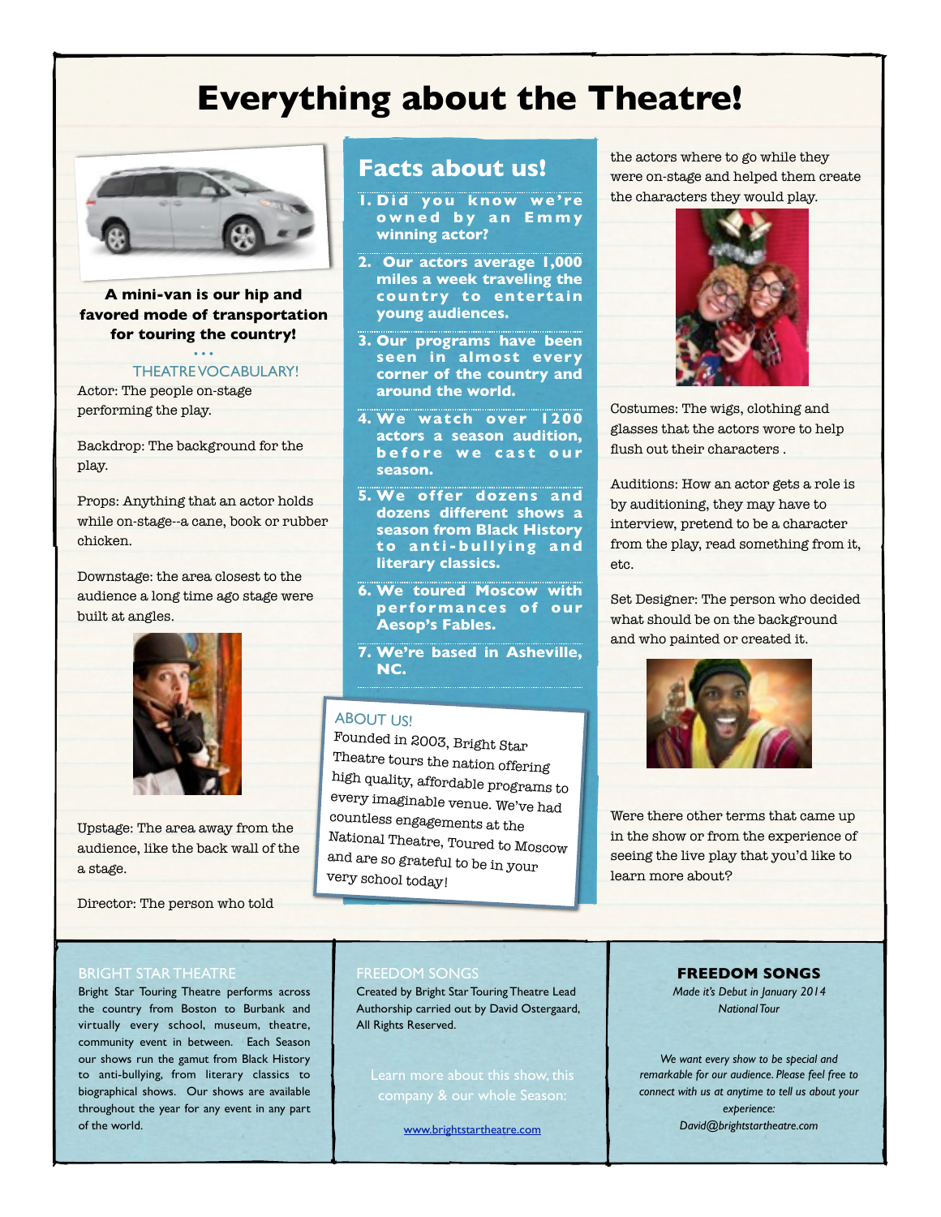# Everything about the Theatre!

**A mini-van is our hip and favored mode of transportation for touring the country!**

THEATRE VOCABULARY!

Actor: The people on-stage performing the play.

Backdrop: The background for the play.

Props: Anything that an actor holds while on-stage--a cane, book or rubber chicken.

Downstage: the area closest to the audience a long time ago stage were built at angles.

Upstage: The area away from the audience, like the back wall of the a stage.

Director: The person who told the actors where to go while they were on-stage and helped them create the characters they would play.

Costumes: The wigs, clothing and glasses that the actors wore to help flush out their characters .

Auditions: How an actor gets a role is by auditioning, they may have to interview, pretend to be a character from the play, read something from it, etc.

Set Designer: The person who decided what should be on the background and who painted or created it.

Were there other terms that came up in the show or from the experience of seeing the live play that you'd like to learn more about?

## Facts about us!

1. **Did you know we're owned by an Emmy winning actor?**
2. **Our actors average 1,000 miles a week traveling the country to entertain young audiences.**
3. **Our programs have been seen in almost every corner of the country and around the world.**
4. **We watch over 1200 actors a season audition, before we cast our season.**
5. **We offer dozens and dozens different shows a season from Black History to anti-bullying and literary classics.**
6. **We toured Moscow with performances of our Aesop's Fables.**
7. **We're based in Asheville, NC.**

ABOUT US!

Founded in 2003, Bright Star Theatre tours the nation offering high quality, affordable programs to every imaginable venue. We've had countless engagements at the National Theatre, Toured to Moscow and are so grateful to be in your very school today!

BRIGHT STAR THEATRE

Bright Star Touring Theatre performs across the country from Boston to Burbank and virtually every school, museum, theatre, community event in between. Each Season our shows run the gamut from Black History to anti-bullying, from literary classics to biographical shows. Our shows are available throughout the year for any event in any part of the world.

FREEDOM SONGS

Created by Bright Star Touring Theatre Lead Authorship carried out by David Ostergaard, All Rights Reserved.

Learn more about this show, this company & our whole Season:

www.brightstartheatre.com

**FREEDOM SONGS**

*Made it's Debut in January 2014*
*National Tour*

*We want every show to be special and remarkable for our audience. Please feel free to connect with us at anytime to tell us about your experience:*
*David@brightstartheatre.com*